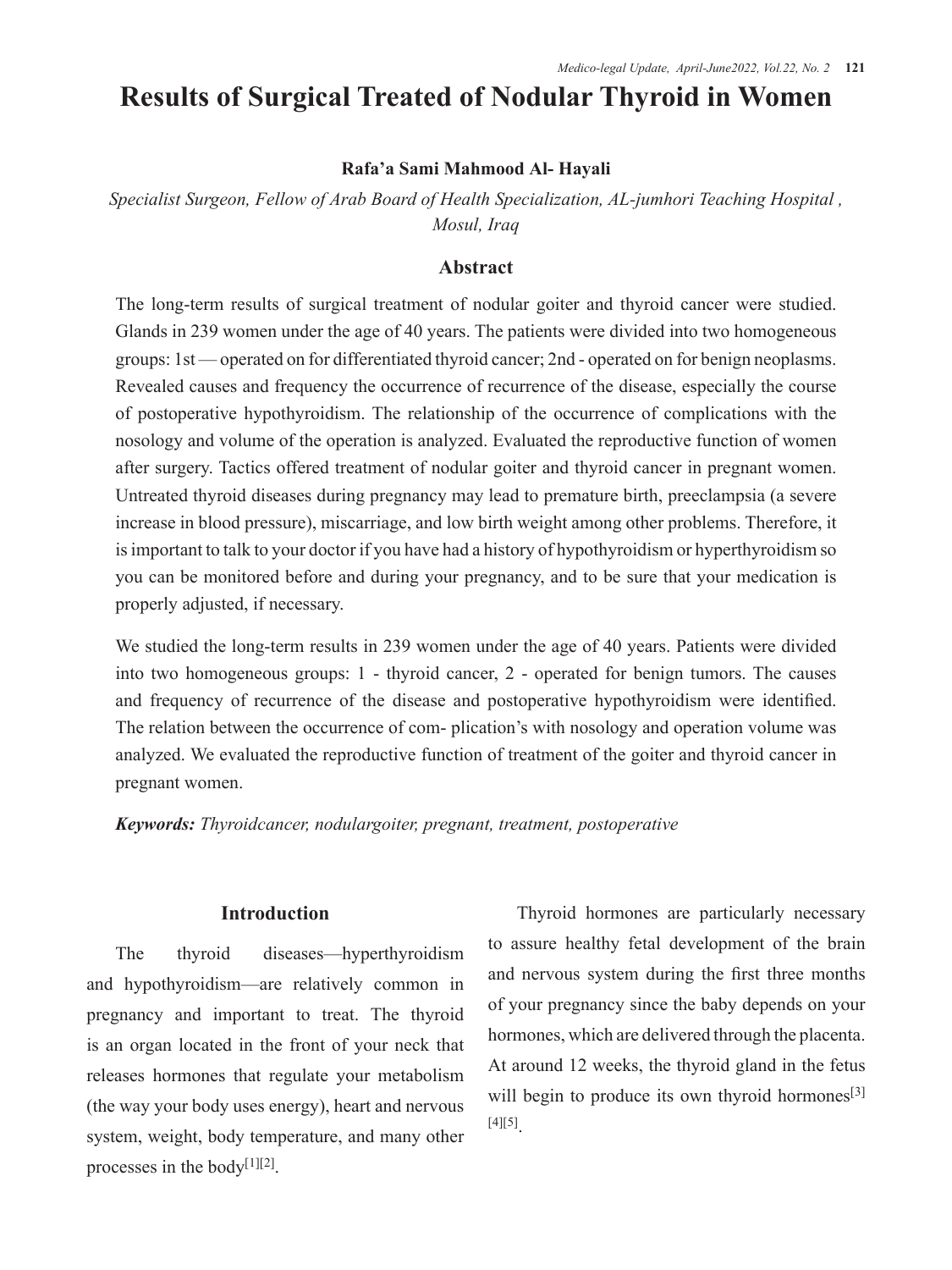# Results of Surgical Treated of Nodular Thyroid in Women

**Rafa'a Sami Mahmood Al- Hayali**

*Specialist Surgeon, Fellow of Arab Board of Health Specialization, AL-jumhori Teaching Hospital , Mosul, Iraq*

## Abstract

The long-term results of surgical treatment of nodular goiter and thyroid cancer were studied. Glands in 239 women under the age of 40 years. The patients were divided into two homogeneous groups: 1st — operated on for differentiated thyroid cancer; 2nd - operated on for benign neoplasms. Revealed causes and frequency the occurrence of recurrence of the disease, especially the course of postoperative hypothyroidism. The relationship of the occurrence of complications with the nosology and volume of the operation is analyzed. Evaluated the reproductive function of women after surgery. Tactics offered treatment of nodular goiter and thyroid cancer in pregnant women. Untreated thyroid diseases during pregnancy may lead to premature birth, preeclampsia (a severe increase in blood pressure), miscarriage, and low birth weight among other problems. Therefore, it is important to talk to your doctor if you have had a history of hypothyroidism or hyperthyroidism so you can be monitored before and during your pregnancy, and to be sure that your medication is properly adjusted, if necessary.

We studied the long-term results in 239 women under the age of 40 years. Patients were divided into two homogeneous groups: 1 - thyroid cancer, 2 - operated for benign tumors. The causes and frequency of recurrence of the disease and postoperative hypothyroidism were identified. The relation between the occurrence of com- plication's with nosology and operation volume was analyzed. We evaluated the reproductive function of treatment of the goiter and thyroid cancer in pregnant women.

***Keywords:*** *Thyroidcancer, nodulargoiter, pregnant, treatment, postoperative*

## Introduction

The thyroid diseases—hyperthyroidism and hypothyroidism—are relatively common in pregnancy and important to treat. The thyroid is an organ located in the front of your neck that releases hormones that regulate your metabolism (the way your body uses energy), heart and nervous system, weight, body temperature, and many other processes in the body[1][2].

Thyroid hormones are particularly necessary to assure healthy fetal development of the brain and nervous system during the first three months of your pregnancy since the baby depends on your hormones, which are delivered through the placenta. At around 12 weeks, the thyroid gland in the fetus will begin to produce its own thyroid hormones[3][4][5].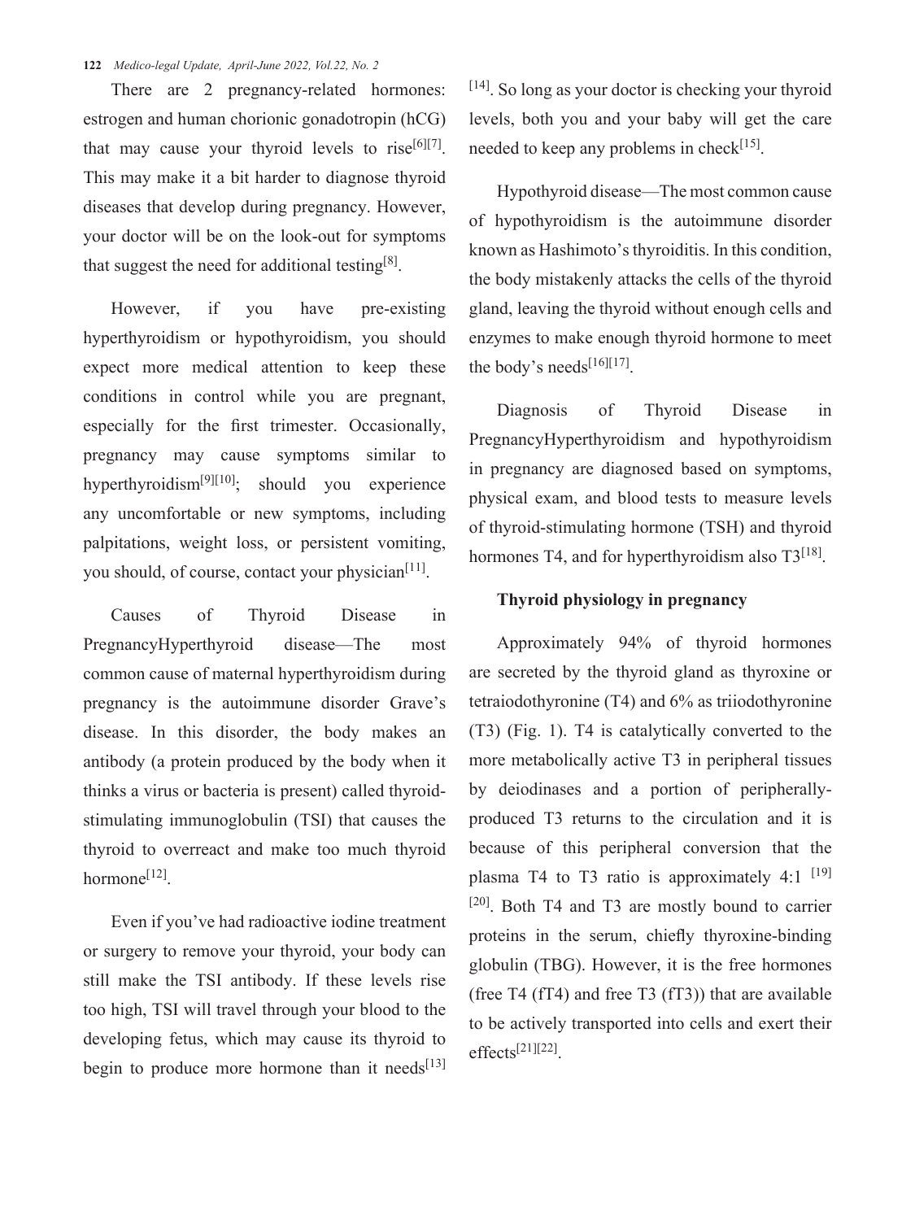There are 2 pregnancy-related hormones: estrogen and human chorionic gonadotropin (hCG) that may cause your thyroid levels to rise[6][7]. This may make it a bit harder to diagnose thyroid diseases that develop during pregnancy. However, your doctor will be on the look-out for symptoms that suggest the need for additional testing[8].

However, if you have pre-existing hyperthyroidism or hypothyroidism, you should expect more medical attention to keep these conditions in control while you are pregnant, especially for the first trimester. Occasionally, pregnancy may cause symptoms similar to hyperthyroidism[9][10]; should you experience any uncomfortable or new symptoms, including palpitations, weight loss, or persistent vomiting, you should, of course, contact your physician[11].

Causes of Thyroid Disease in PregnancyHyperthyroid disease—The most common cause of maternal hyperthyroidism during pregnancy is the autoimmune disorder Grave's disease. In this disorder, the body makes an antibody (a protein produced by the body when it thinks a virus or bacteria is present) called thyroid-stimulating immunoglobulin (TSI) that causes the thyroid to overreact and make too much thyroid hormone[12].

Even if you've had radioactive iodine treatment or surgery to remove your thyroid, your body can still make the TSI antibody. If these levels rise too high, TSI will travel through your blood to the developing fetus, which may cause its thyroid to begin to produce more hormone than it needs[13][14]. So long as your doctor is checking your thyroid levels, both you and your baby will get the care needed to keep any problems in check[15].

Hypothyroid disease—The most common cause of hypothyroidism is the autoimmune disorder known as Hashimoto's thyroiditis. In this condition, the body mistakenly attacks the cells of the thyroid gland, leaving the thyroid without enough cells and enzymes to make enough thyroid hormone to meet the body's needs[16][17].

Diagnosis of Thyroid Disease in PregnancyHyperthyroidism and hypothyroidism in pregnancy are diagnosed based on symptoms, physical exam, and blood tests to measure levels of thyroid-stimulating hormone (TSH) and thyroid hormones T4, and for hyperthyroidism also T3[18].

**Thyroid physiology in pregnancy**

Approximately 94% of thyroid hormones are secreted by the thyroid gland as thyroxine or tetraiodothyronine (T4) and 6% as triiodothyronine (T3) (Fig. 1). T4 is catalytically converted to the more metabolically active T3 in peripheral tissues by deiodinases and a portion of peripherally-produced T3 returns to the circulation and it is because of this peripheral conversion that the plasma T4 to T3 ratio is approximately 4:1 [19][20]. Both T4 and T3 are mostly bound to carrier proteins in the serum, chiefly thyroxine-binding globulin (TBG). However, it is the free hormones (free T4 (fT4) and free T3 (fT3)) that are available to be actively transported into cells and exert their effects[21][22].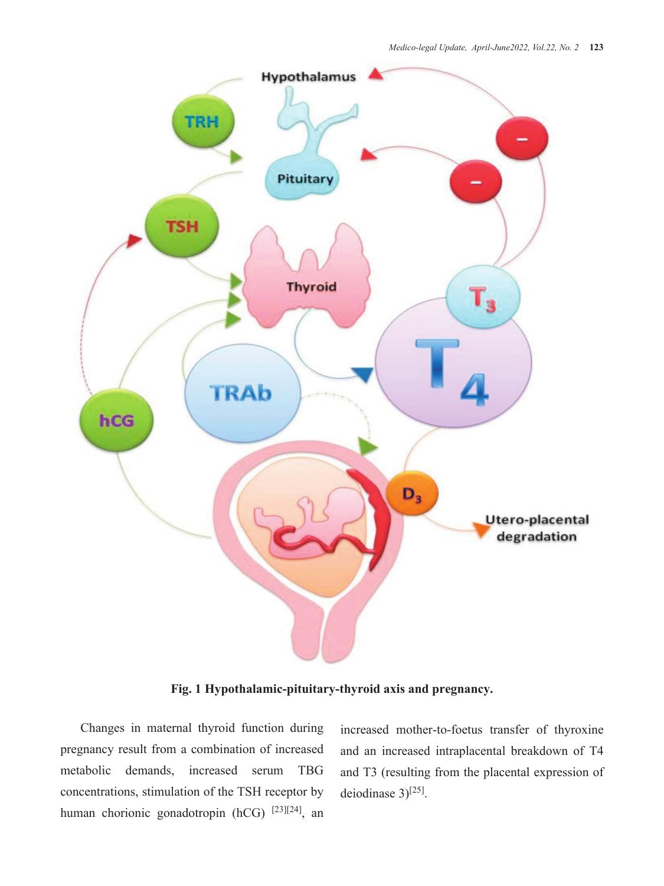Fig. 1 Hypothalamic-pituitary-thyroid axis and pregnancy.

Changes in maternal thyroid function during pregnancy result from a combination of increased metabolic demands, increased serum TBG concentrations, stimulation of the TSH receptor by human chorionic gonadotropin (hCG) [23][24], an increased mother-to-foetus transfer of thyroxine and an increased intraplacental breakdown of T4 and T3 (resulting from the placental expression of deiodinase 3)[25].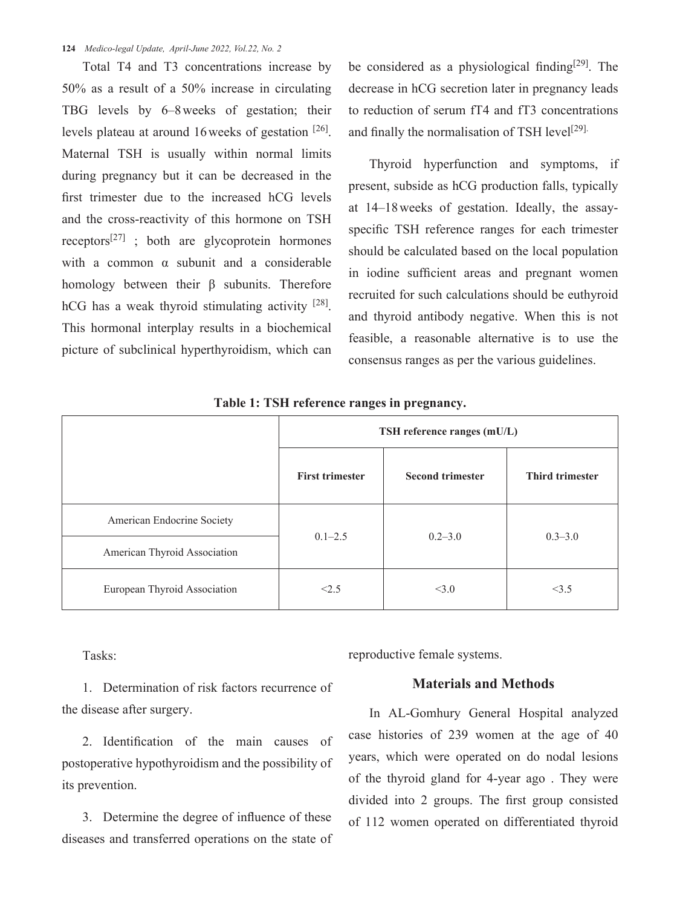Total T4 and T3 concentrations increase by 50% as a result of a 50% increase in circulating TBG levels by 6–8 weeks of gestation; their levels plateau at around 16 weeks of gestation [26]. Maternal TSH is usually within normal limits during pregnancy but it can be decreased in the first trimester due to the increased hCG levels and the cross-reactivity of this hormone on TSH receptors[27] ; both are glycoprotein hormones with a common α subunit and a considerable homology between their β subunits. Therefore hCG has a weak thyroid stimulating activity [28]. This hormonal interplay results in a biochemical picture of subclinical hyperthyroidism, which can be considered as a physiological finding[29]. The decrease in hCG secretion later in pregnancy leads to reduction of serum fT4 and fT3 concentrations and finally the normalisation of TSH level[29].

Thyroid hyperfunction and symptoms, if present, subside as hCG production falls, typically at 14–18 weeks of gestation. Ideally, the assay-specific TSH reference ranges for each trimester should be calculated based on the local population in iodine sufficient areas and pregnant women recruited for such calculations should be euthyroid and thyroid antibody negative. When this is not feasible, a reasonable alternative is to use the consensus ranges as per the various guidelines.

**Table 1: TSH reference ranges in pregnancy.**

| | TSH reference ranges (mU/L) | | |
|---|---|---|---|
| | **First trimester** | **Second trimester** | **Third trimester** |
| American Endocrine Society | 0.1–2.5 | 0.2–3.0 | 0.3–3.0 |
| American Thyroid Association | | | |
| European Thyroid Association | <2.5 | <3.0 | <3.5 |

Tasks:

1. Determination of risk factors recurrence of the disease after surgery.

2. Identification of the main causes of postoperative hypothyroidism and the possibility of its prevention.

3. Determine the degree of influence of these diseases and transferred operations on the state of reproductive female systems.

## Materials and Methods

In AL-Gomhury General Hospital analyzed case histories of 239 women at the age of 40 years, which were operated on do nodal lesions of the thyroid gland for 4-year ago . They were divided into 2 groups. The first group consisted of 112 women operated on differentiated thyroid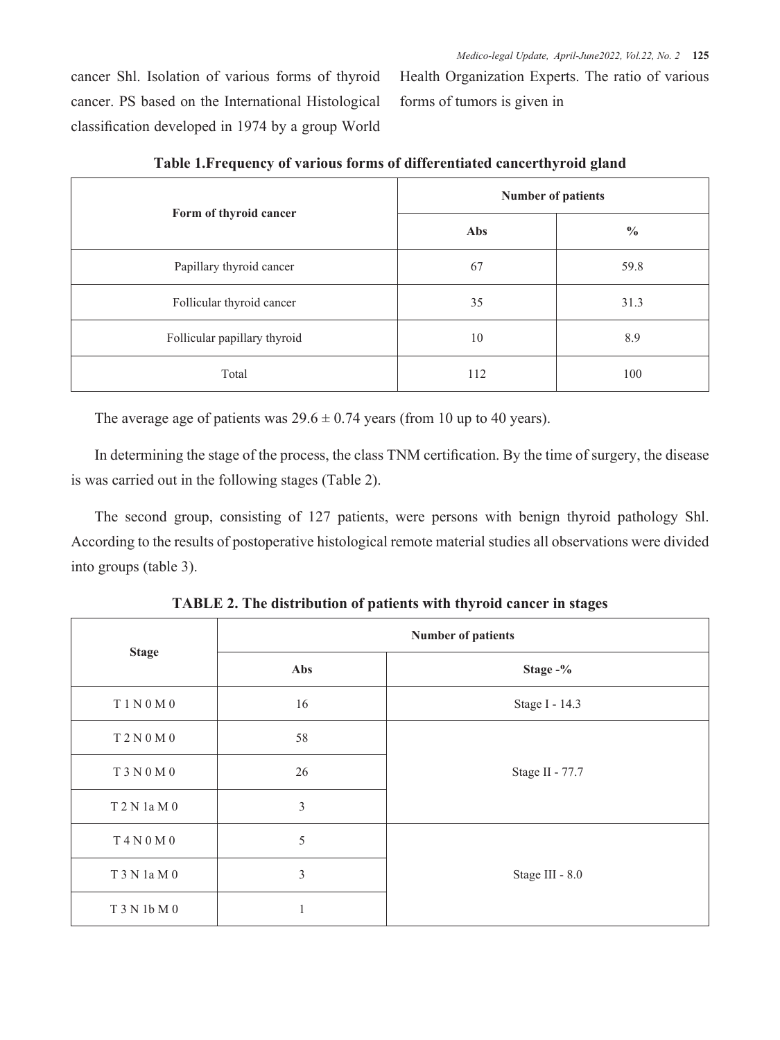cancer Shl. Isolation of various forms of thyroid cancer. PS based on the International Histological classification developed in 1974 by a group World Health Organization Experts. The ratio of various forms of tumors is given in

**Table 1.Frequency of various forms of differentiated cancerthyroid gland**

| Form of thyroid cancer | Number of patients | |
|---|---|---|
| | Abs | % |
| Papillary thyroid cancer | 67 | 59.8 |
| Follicular thyroid cancer | 35 | 31.3 |
| Follicular papillary thyroid | 10 | 8.9 |
| Total | 112 | 100 |

The average age of patients was 29.6 ± 0.74 years (from 10 up to 40 years).

In determining the stage of the process, the class TNM certification. By the time of surgery, the disease is was carried out in the following stages (Table 2).

The second group, consisting of 127 patients, were persons with benign thyroid pathology Shl. According to the results of postoperative histological remote material studies all observations were divided into groups (table 3).

**TABLE 2. The distribution of patients with thyroid cancer in stages**

| Stage | Number of patients | |
|---|---|---|
| | Abs | Stage -% |
| T 1 N 0 M 0 | 16 | Stage I - 14.3 |
| T 2 N 0 M 0 | 58 | Stage II - 77.7 |
| T 3 N 0 M 0 | 26 | |
| T 2 N 1a M 0 | 3 | |
| T 4 N 0 M 0 | 5 | Stage III - 8.0 |
| T 3 N 1a M 0 | 3 | |
| T 3 N 1b M 0 | 1 | |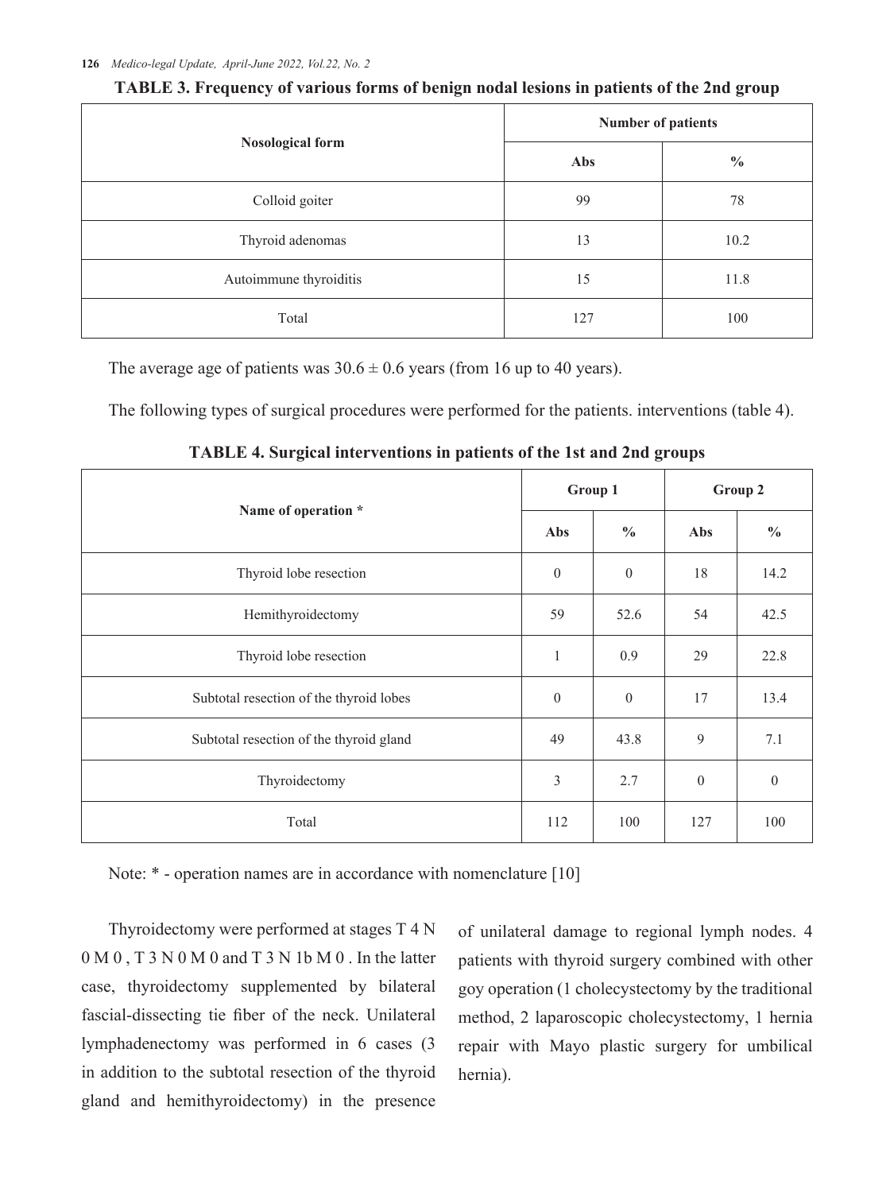**TABLE 3. Frequency of various forms of benign nodal lesions in patients of the 2nd group**

| Nosological form | Number of patients | |
|---|---|---|
| | Abs | % |
| Colloid goiter | 99 | 78 |
| Thyroid adenomas | 13 | 10.2 |
| Autoimmune thyroiditis | 15 | 11.8 |
| Total | 127 | 100 |

The average age of patients was 30.6 ± 0.6 years (from 16 up to 40 years).

The following types of surgical procedures were performed for the patients. interventions (table 4).

**TABLE 4. Surgical interventions in patients of the 1st and 2nd groups**

| Name of operation * | Group 1 | | Group 2 | |
|---|---|---|---|---|
| | Abs | % | Abs | % |
| Thyroid lobe resection | 0 | 0 | 18 | 14.2 |
| Hemithyroidectomy | 59 | 52.6 | 54 | 42.5 |
| Thyroid lobe resection | 1 | 0.9 | 29 | 22.8 |
| Subtotal resection of the thyroid lobes | 0 | 0 | 17 | 13.4 |
| Subtotal resection of the thyroid gland | 49 | 43.8 | 9 | 7.1 |
| Thyroidectomy | 3 | 2.7 | 0 | 0 |
| Total | 112 | 100 | 127 | 100 |

Note: * - operation names are in accordance with nomenclature [10]

Thyroidectomy were performed at stages T 4 N 0 M 0 , T 3 N 0 M 0 and T 3 N 1b M 0 . In the latter case, thyroidectomy supplemented by bilateral fascial-dissecting tie fiber of the neck. Unilateral lymphadenectomy was performed in 6 cases (3 in addition to the subtotal resection of the thyroid gland and hemithyroidectomy) in the presence of unilateral damage to regional lymph nodes. 4 patients with thyroid surgery combined with other goy operation (1 cholecystectomy by the traditional method, 2 laparoscopic cholecystectomy, 1 hernia repair with Mayo plastic surgery for umbilical hernia).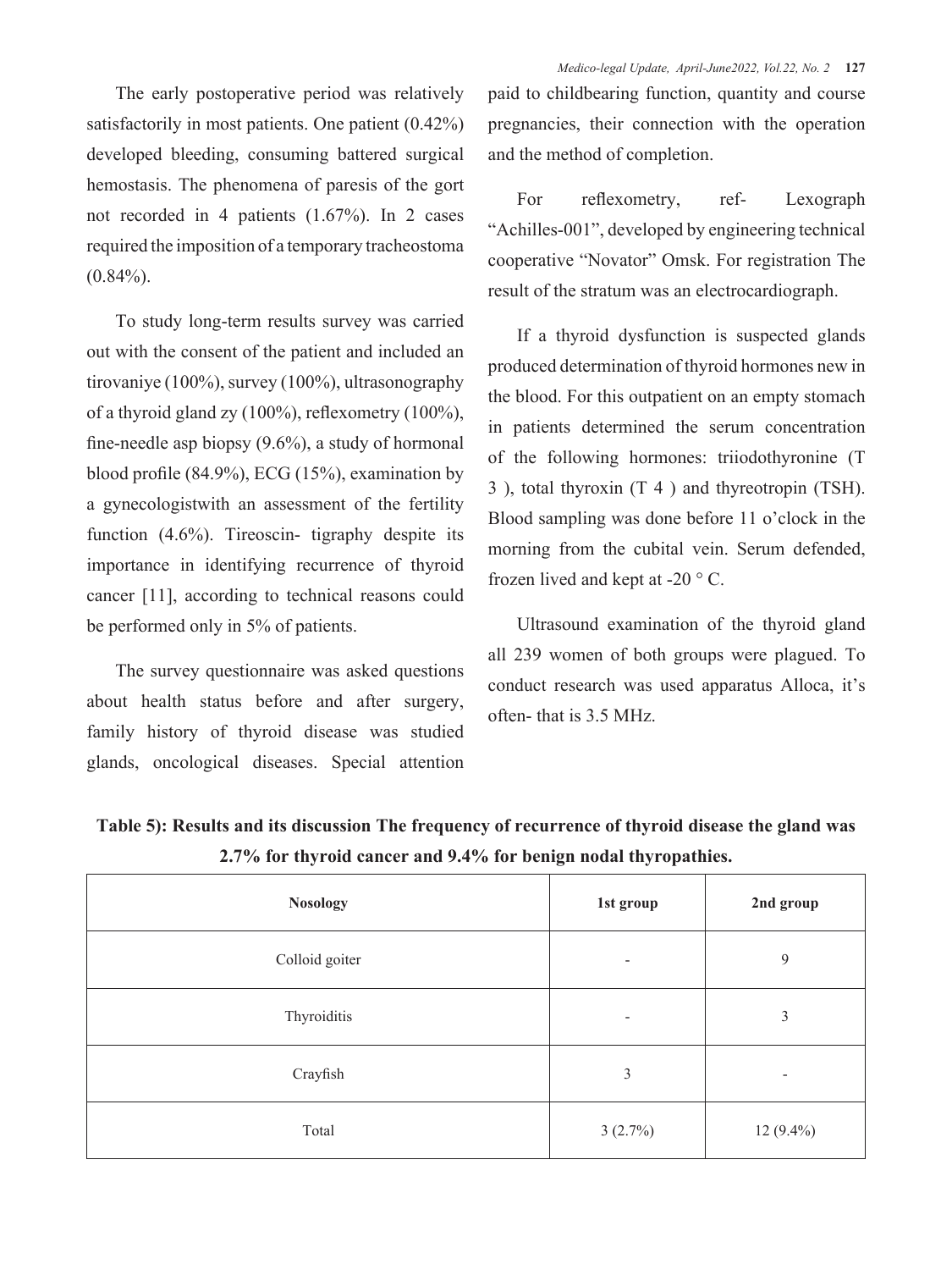The early postoperative period was relatively satisfactorily in most patients. One patient (0.42%) developed bleeding, consuming battered surgical hemostasis. The phenomena of paresis of the gort not recorded in 4 patients (1.67%). In 2 cases required the imposition of a temporary tracheostoma (0.84%).

To study long-term results survey was carried out with the consent of the patient and included an tirovaniye (100%), survey (100%), ultrasonography of a thyroid gland zy (100%), reflexometry (100%), fine-needle asp biopsy (9.6%), a study of hormonal blood profile (84.9%), ECG (15%), examination by a gynecologistwith an assessment of the fertility function (4.6%). Tireoscin- tigraphy despite its importance in identifying recurrence of thyroid cancer [11], according to technical reasons could be performed only in 5% of patients.

The survey questionnaire was asked questions about health status before and after surgery, family history of thyroid disease was studied glands, oncological diseases. Special attention paid to childbearing function, quantity and course pregnancies, their connection with the operation and the method of completion.

For reflexometry, ref- Lexograph "Achilles-001", developed by engineering technical cooperative "Novator" Omsk. For registration The result of the stratum was an electrocardiograph.

If a thyroid dysfunction is suspected glands produced determination of thyroid hormones new in the blood. For this outpatient on an empty stomach in patients determined the serum concentration of the following hormones: triiodothyronine (T 3 ), total thyroxin (T 4 ) and thyreotropin (TSH). Blood sampling was done before 11 o'clock in the morning from the cubital vein. Serum defended, frozen lived and kept at -20 ° C.

Ultrasound examination of the thyroid gland all 239 women of both groups were plagued. To conduct research was used apparatus Alloca, it's often- that is 3.5 MHz.

**Table 5): Results and its discussion The frequency of recurrence of thyroid disease the gland was 2.7% for thyroid cancer and 9.4% for benign nodal thyropathies.**

| Nosology | 1st group | 2nd group |
|---|---|---|
| Colloid goiter | - | 9 |
| Thyroiditis | - | 3 |
| Crayfish | 3 | - |
| Total | 3 (2.7%) | 12 (9.4%) |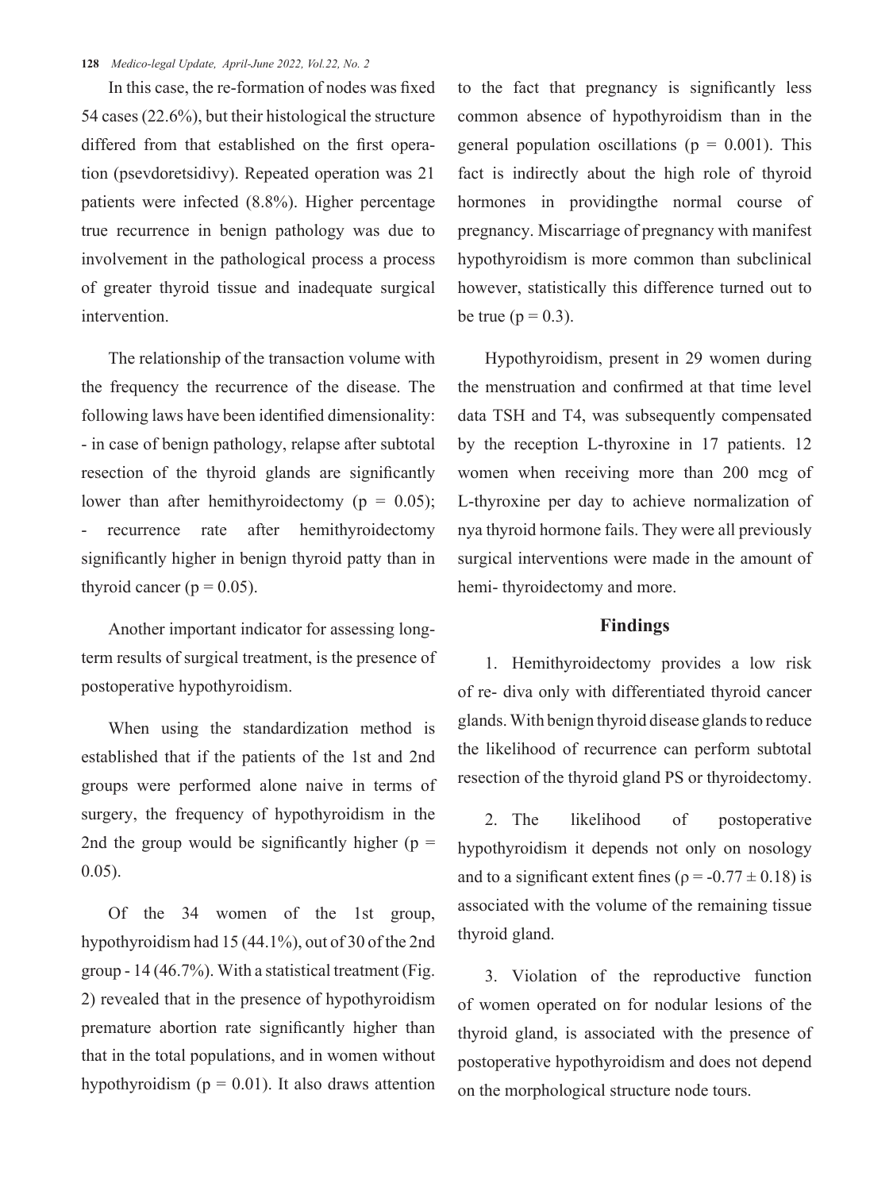In this case, the re-formation of nodes was fixed 54 cases (22.6%), but their histological the structure differed from that established on the first operation (psevdoretsidivy). Repeated operation was 21 patients were infected (8.8%). Higher percentage true recurrence in benign pathology was due to involvement in the pathological process a process of greater thyroid tissue and inadequate surgical intervention.

The relationship of the transaction volume with the frequency the recurrence of the disease. The following laws have been identified dimensionality:
- in case of benign pathology, relapse after subtotal resection of the thyroid glands are significantly lower than after hemithyroidectomy ($p = 0.05$);
- recurrence rate after hemithyroidectomy significantly higher in benign thyroid patty than in thyroid cancer ($p = 0.05$).

Another important indicator for assessing long-term results of surgical treatment, is the presence of postoperative hypothyroidism.

When using the standardization method is established that if the patients of the 1st and 2nd groups were performed alone naive in terms of surgery, the frequency of hypothyroidism in the 2nd the group would be significantly higher ($p = 0.05$).

Of the 34 women of the 1st group, hypothyroidism had 15 (44.1%), out of 30 of the 2nd group - 14 (46.7%). With a statistical treatment (Fig. 2) revealed that in the presence of hypothyroidism premature abortion rate significantly higher than that in the total populations, and in women without hypothyroidism ($p = 0.01$). It also draws attention to the fact that pregnancy is significantly less common absence of hypothyroidism than in the general population oscillations ($p = 0.001$). This fact is indirectly about the high role of thyroid hormones in providingthe normal course of pregnancy. Miscarriage of pregnancy with manifest hypothyroidism is more common than subclinical however, statistically this difference turned out to be true ($p = 0.3$).

Hypothyroidism, present in 29 women during the menstruation and confirmed at that time level data TSH and T4, was subsequently compensated by the reception L-thyroxine in 17 patients. 12 women when receiving more than 200 mcg of L-thyroxine per day to achieve normalization of nya thyroid hormone fails. They were all previously surgical interventions were made in the amount of hemi- thyroidectomy and more.

## Findings

1. Hemithyroidectomy provides a low risk of re- diva only with differentiated thyroid cancer glands. With benign thyroid disease glands to reduce the likelihood of recurrence can perform subtotal resection of the thyroid gland PS or thyroidectomy.

2. The likelihood of postoperative hypothyroidism it depends not only on nosology and to a significant extent fines ($\rho = -0.77 \pm 0.18$) is associated with the volume of the remaining tissue thyroid gland.

3. Violation of the reproductive function of women operated on for nodular lesions of the thyroid gland, is associated with the presence of postoperative hypothyroidism and does not depend on the morphological structure node tours.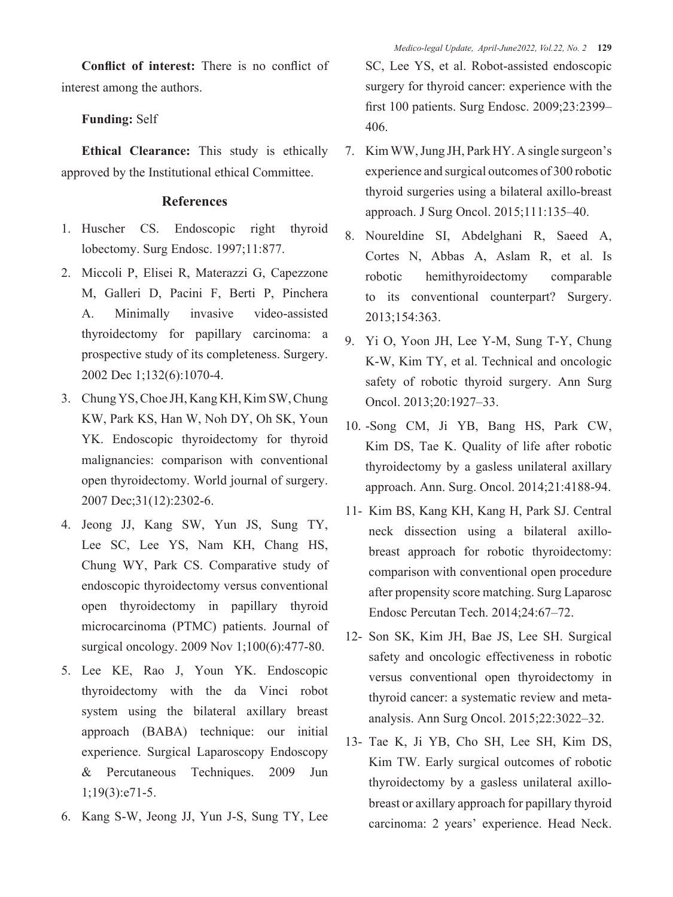**Conflict of interest:** There is no conflict of interest among the authors.

**Funding:** Self

**Ethical Clearance:** This study is ethically approved by the Institutional ethical Committee.

## References

1. Huscher CS. Endoscopic right thyroid lobectomy. Surg Endosc. 1997;11:877.
2. Miccoli P, Elisei R, Materazzi G, Capezzone M, Galleri D, Pacini F, Berti P, Pinchera A. Minimally invasive video-assisted thyroidectomy for papillary carcinoma: a prospective study of its completeness. Surgery. 2002 Dec 1;132(6):1070-4.
3. Chung YS, Choe JH, Kang KH, Kim SW, Chung KW, Park KS, Han W, Noh DY, Oh SK, Youn YK. Endoscopic thyroidectomy for thyroid malignancies: comparison with conventional open thyroidectomy. World journal of surgery. 2007 Dec;31(12):2302-6.
4. Jeong JJ, Kang SW, Yun JS, Sung TY, Lee SC, Lee YS, Nam KH, Chang HS, Chung WY, Park CS. Comparative study of endoscopic thyroidectomy versus conventional open thyroidectomy in papillary thyroid microcarcinoma (PTMC) patients. Journal of surgical oncology. 2009 Nov 1;100(6):477-80.
5. Lee KE, Rao J, Youn YK. Endoscopic thyroidectomy with the da Vinci robot system using the bilateral axillary breast approach (BABA) technique: our initial experience. Surgical Laparoscopy Endoscopy & Percutaneous Techniques. 2009 Jun 1;19(3):e71-5.
6. Kang S-W, Jeong JJ, Yun J-S, Sung TY, Lee SC, Lee YS, et al. Robot-assisted endoscopic surgery for thyroid cancer: experience with the first 100 patients. Surg Endosc. 2009;23:2399–406.
7. Kim WW, Jung JH, Park HY. A single surgeon's experience and surgical outcomes of 300 robotic thyroid surgeries using a bilateral axillo-breast approach. J Surg Oncol. 2015;111:135–40.
8. Noureldine SI, Abdelghani R, Saeed A, Cortes N, Abbas A, Aslam R, et al. Is robotic hemithyroidectomy comparable to its conventional counterpart? Surgery. 2013;154:363.
9. Yi O, Yoon JH, Lee Y-M, Sung T-Y, Chung K-W, Kim TY, et al. Technical and oncologic safety of robotic thyroid surgery. Ann Surg Oncol. 2013;20:1927–33.
10. -Song CM, Ji YB, Bang HS, Park CW, Kim DS, Tae K. Quality of life after robotic thyroidectomy by a gasless unilateral axillary approach. Ann. Surg. Oncol. 2014;21:4188-94.
11. Kim BS, Kang KH, Kang H, Park SJ. Central neck dissection using a bilateral axillo-breast approach for robotic thyroidectomy: comparison with conventional open procedure after propensity score matching. Surg Laparosc Endosc Percutan Tech. 2014;24:67–72.
12. Son SK, Kim JH, Bae JS, Lee SH. Surgical safety and oncologic effectiveness in robotic versus conventional open thyroidectomy in thyroid cancer: a systematic review and meta-analysis. Ann Surg Oncol. 2015;22:3022–32.
13. Tae K, Ji YB, Cho SH, Lee SH, Kim DS, Kim TW. Early surgical outcomes of robotic thyroidectomy by a gasless unilateral axillo-breast or axillary approach for papillary thyroid carcinoma: 2 years' experience. Head Neck.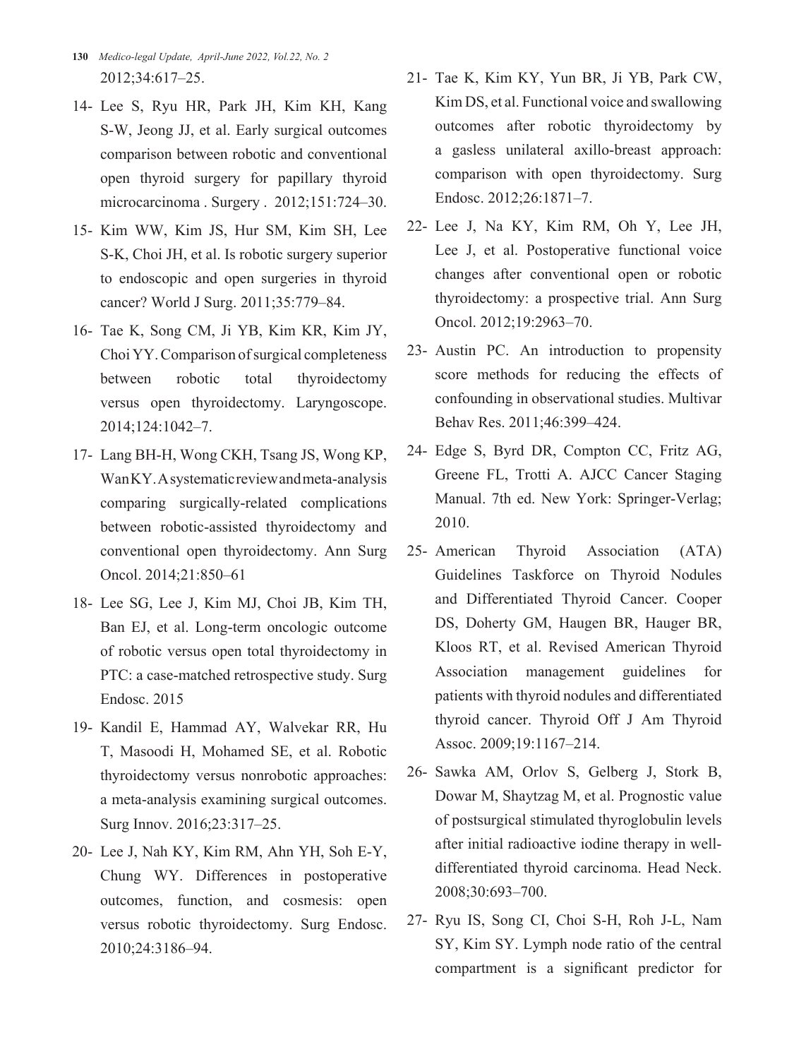2012;34:617–25.

14- Lee S, Ryu HR, Park JH, Kim KH, Kang S-W, Jeong JJ, et al. Early surgical outcomes comparison between robotic and conventional open thyroid surgery for papillary thyroid microcarcinoma . Surgery . 2012;151:724–30.

15- Kim WW, Kim JS, Hur SM, Kim SH, Lee S-K, Choi JH, et al. Is robotic surgery superior to endoscopic and open surgeries in thyroid cancer? World J Surg. 2011;35:779–84.

16- Tae K, Song CM, Ji YB, Kim KR, Kim JY, Choi YY. Comparison of surgical completeness between robotic total thyroidectomy versus open thyroidectomy. Laryngoscope. 2014;124:1042–7.

17- Lang BH-H, Wong CKH, Tsang JS, Wong KP, Wan KY. A systematic review and meta-analysis comparing surgically-related complications between robotic-assisted thyroidectomy and conventional open thyroidectomy. Ann Surg Oncol. 2014;21:850–61

18- Lee SG, Lee J, Kim MJ, Choi JB, Kim TH, Ban EJ, et al. Long-term oncologic outcome of robotic versus open total thyroidectomy in PTC: a case-matched retrospective study. Surg Endosc. 2015

19- Kandil E, Hammad AY, Walvekar RR, Hu T, Masoodi H, Mohamed SE, et al. Robotic thyroidectomy versus nonrobotic approaches: a meta-analysis examining surgical outcomes. Surg Innov. 2016;23:317–25.

20- Lee J, Nah KY, Kim RM, Ahn YH, Soh E-Y, Chung WY. Differences in postoperative outcomes, function, and cosmesis: open versus robotic thyroidectomy. Surg Endosc. 2010;24:3186–94.

21- Tae K, Kim KY, Yun BR, Ji YB, Park CW, Kim DS, et al. Functional voice and swallowing outcomes after robotic thyroidectomy by a gasless unilateral axillo-breast approach: comparison with open thyroidectomy. Surg Endosc. 2012;26:1871–7.

22- Lee J, Na KY, Kim RM, Oh Y, Lee JH, Lee J, et al. Postoperative functional voice changes after conventional open or robotic thyroidectomy: a prospective trial. Ann Surg Oncol. 2012;19:2963–70.

23- Austin PC. An introduction to propensity score methods for reducing the effects of confounding in observational studies. Multivar Behav Res. 2011;46:399–424.

24- Edge S, Byrd DR, Compton CC, Fritz AG, Greene FL, Trotti A. AJCC Cancer Staging Manual. 7th ed. New York: Springer-Verlag; 2010.

25- American Thyroid Association (ATA) Guidelines Taskforce on Thyroid Nodules and Differentiated Thyroid Cancer. Cooper DS, Doherty GM, Haugen BR, Hauger BR, Kloos RT, et al. Revised American Thyroid Association management guidelines for patients with thyroid nodules and differentiated thyroid cancer. Thyroid Off J Am Thyroid Assoc. 2009;19:1167–214.

26- Sawka AM, Orlov S, Gelberg J, Stork B, Dowar M, Shaytzag M, et al. Prognostic value of postsurgical stimulated thyroglobulin levels after initial radioactive iodine therapy in well-differentiated thyroid carcinoma. Head Neck. 2008;30:693–700.

27- Ryu IS, Song CI, Choi S-H, Roh J-L, Nam SY, Kim SY. Lymph node ratio of the central compartment is a significant predictor for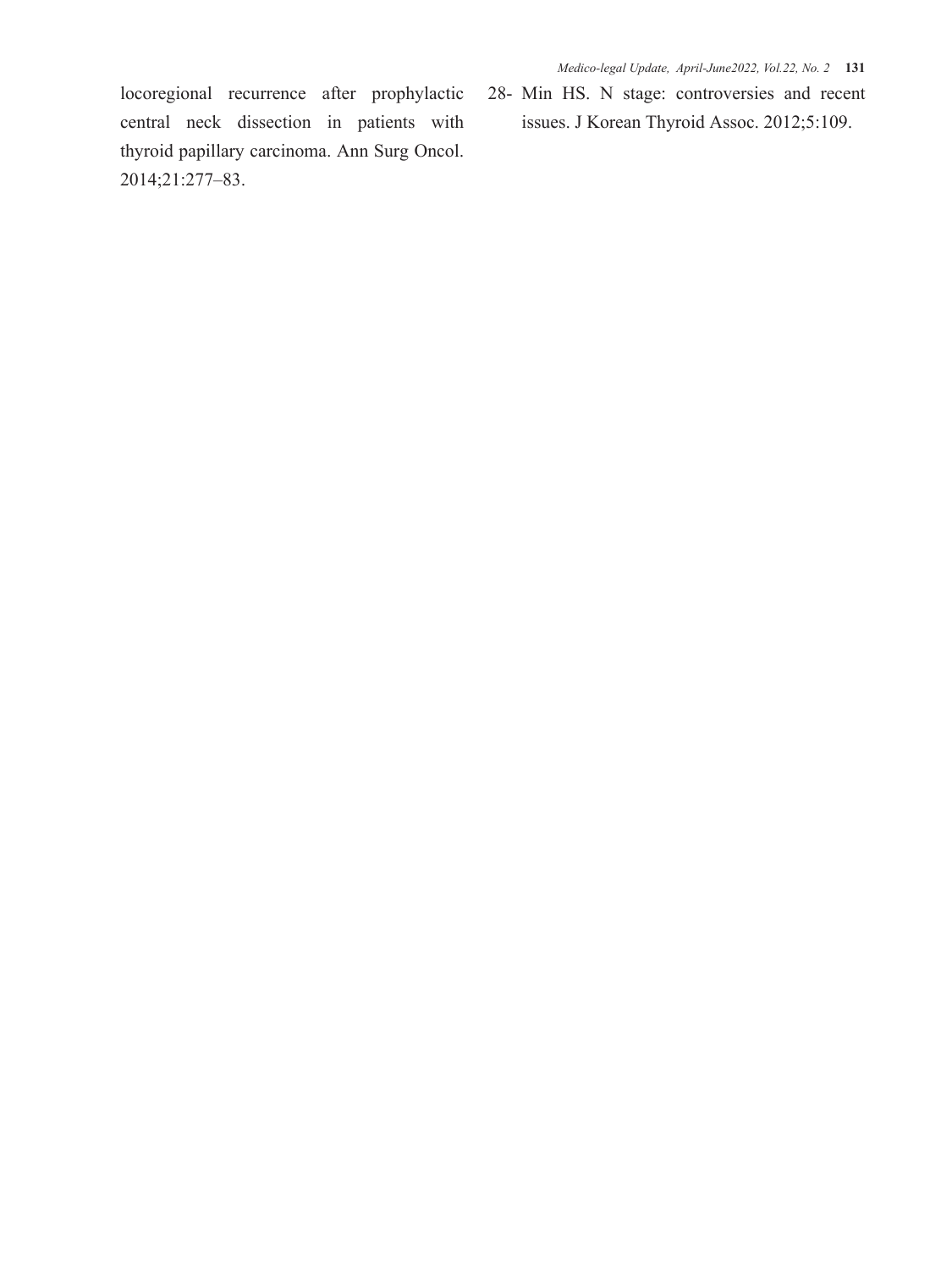locoregional recurrence after prophylactic central neck dissection in patients with thyroid papillary carcinoma. Ann Surg Oncol. 2014;21:277–83.

28- Min HS. N stage: controversies and recent issues. J Korean Thyroid Assoc. 2012;5:109.